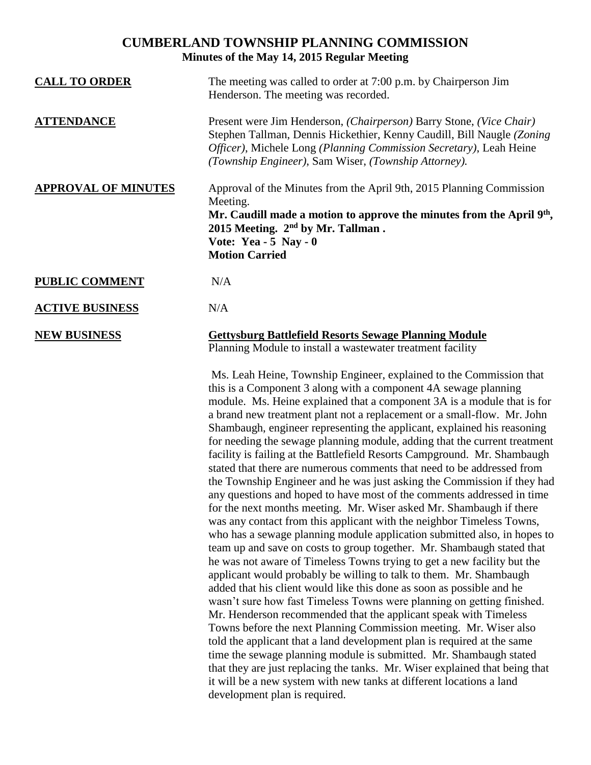# CUMBERLAND TOWNSHIP PLANNING COMMISSION

**Minutes of the May 14, 2015 Regular Meeting**

**CALL TO ORDER**

The meeting was called to order at 7:00 p.m. by Chairperson Jim Henderson. The meeting was recorded.

**ATTENDANCE**

Present were Jim Henderson, *(Chairperson)* Barry Stone, *(Vice Chair)* Stephen Tallman, Dennis Hickethier, Kenny Caudill, Bill Naugle *(Zoning Officer)*, Michele Long *(Planning Commission Secretary)*, Leah Heine *(Township Engineer)*, Sam Wiser, *(Township Attorney).*

**APPROVAL OF MINUTES**

Approval of the Minutes from the April 9th, 2015 Planning Commission Meeting.

**Mr. Caudill made a motion to approve the minutes from the April 9th, 2015 Meeting. 2nd by Mr. Tallman .**
**Vote: Yea - 5 Nay - 0**
**Motion Carried**

**PUBLIC COMMENT**

N/A

**ACTIVE BUSINESS**

N/A

**NEW BUSINESS**

**Gettysburg Battlefield Resorts Sewage Planning Module**

Planning Module to install a wastewater treatment facility

Ms. Leah Heine, Township Engineer, explained to the Commission that this is a Component 3 along with a component 4A sewage planning module. Ms. Heine explained that a component 3A is a module that is for a brand new treatment plant not a replacement or a small-flow. Mr. John Shambaugh, engineer representing the applicant, explained his reasoning for needing the sewage planning module, adding that the current treatment facility is failing at the Battlefield Resorts Campground. Mr. Shambaugh stated that there are numerous comments that need to be addressed from the Township Engineer and he was just asking the Commission if they had any questions and hoped to have most of the comments addressed in time for the next months meeting. Mr. Wiser asked Mr. Shambaugh if there was any contact from this applicant with the neighbor Timeless Towns, who has a sewage planning module application submitted also, in hopes to team up and save on costs to group together. Mr. Shambaugh stated that he was not aware of Timeless Towns trying to get a new facility but the applicant would probably be willing to talk to them. Mr. Shambaugh added that his client would like this done as soon as possible and he wasn't sure how fast Timeless Towns were planning on getting finished. Mr. Henderson recommended that the applicant speak with Timeless Towns before the next Planning Commission meeting. Mr. Wiser also told the applicant that a land development plan is required at the same time the sewage planning module is submitted. Mr. Shambaugh stated that they are just replacing the tanks. Mr. Wiser explained that being that it will be a new system with new tanks at different locations a land development plan is required.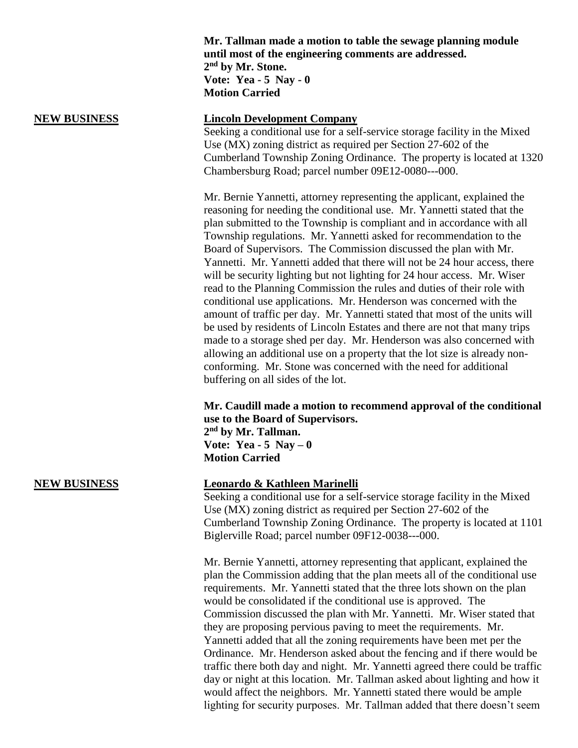**Mr. Tallman made a motion to table the sewage planning module until most of the engineering comments are addressed.**
**2nd by Mr. Stone.**
**Vote: Yea - 5 Nay - 0**
**Motion Carried**

**NEW BUSINESS**

**Lincoln Development Company**

Seeking a conditional use for a self-service storage facility in the Mixed Use (MX) zoning district as required per Section 27-602 of the Cumberland Township Zoning Ordinance. The property is located at 1320 Chambersburg Road; parcel number 09E12-0080---000.

Mr. Bernie Yannetti, attorney representing the applicant, explained the reasoning for needing the conditional use. Mr. Yannetti stated that the plan submitted to the Township is compliant and in accordance with all Township regulations. Mr. Yannetti asked for recommendation to the Board of Supervisors. The Commission discussed the plan with Mr. Yannetti. Mr. Yannetti added that there will not be 24 hour access, there will be security lighting but not lighting for 24 hour access. Mr. Wiser read to the Planning Commission the rules and duties of their role with conditional use applications. Mr. Henderson was concerned with the amount of traffic per day. Mr. Yannetti stated that most of the units will be used by residents of Lincoln Estates and there are not that many trips made to a storage shed per day. Mr. Henderson was also concerned with allowing an additional use on a property that the lot size is already non-conforming. Mr. Stone was concerned with the need for additional buffering on all sides of the lot.

**Mr. Caudill made a motion to recommend approval of the conditional use to the Board of Supervisors.**
**2nd by Mr. Tallman.**
**Vote: Yea - 5 Nay – 0**
**Motion Carried**

**NEW BUSINESS**

**Leonardo & Kathleen Marinelli**

Seeking a conditional use for a self-service storage facility in the Mixed Use (MX) zoning district as required per Section 27-602 of the Cumberland Township Zoning Ordinance. The property is located at 1101 Biglerville Road; parcel number 09F12-0038---000.

Mr. Bernie Yannetti, attorney representing that applicant, explained the plan the Commission adding that the plan meets all of the conditional use requirements. Mr. Yannetti stated that the three lots shown on the plan would be consolidated if the conditional use is approved. The Commission discussed the plan with Mr. Yannetti. Mr. Wiser stated that they are proposing pervious paving to meet the requirements. Mr. Yannetti added that all the zoning requirements have been met per the Ordinance. Mr. Henderson asked about the fencing and if there would be traffic there both day and night. Mr. Yannetti agreed there could be traffic day or night at this location. Mr. Tallman asked about lighting and how it would affect the neighbors. Mr. Yannetti stated there would be ample lighting for security purposes. Mr. Tallman added that there doesn't seem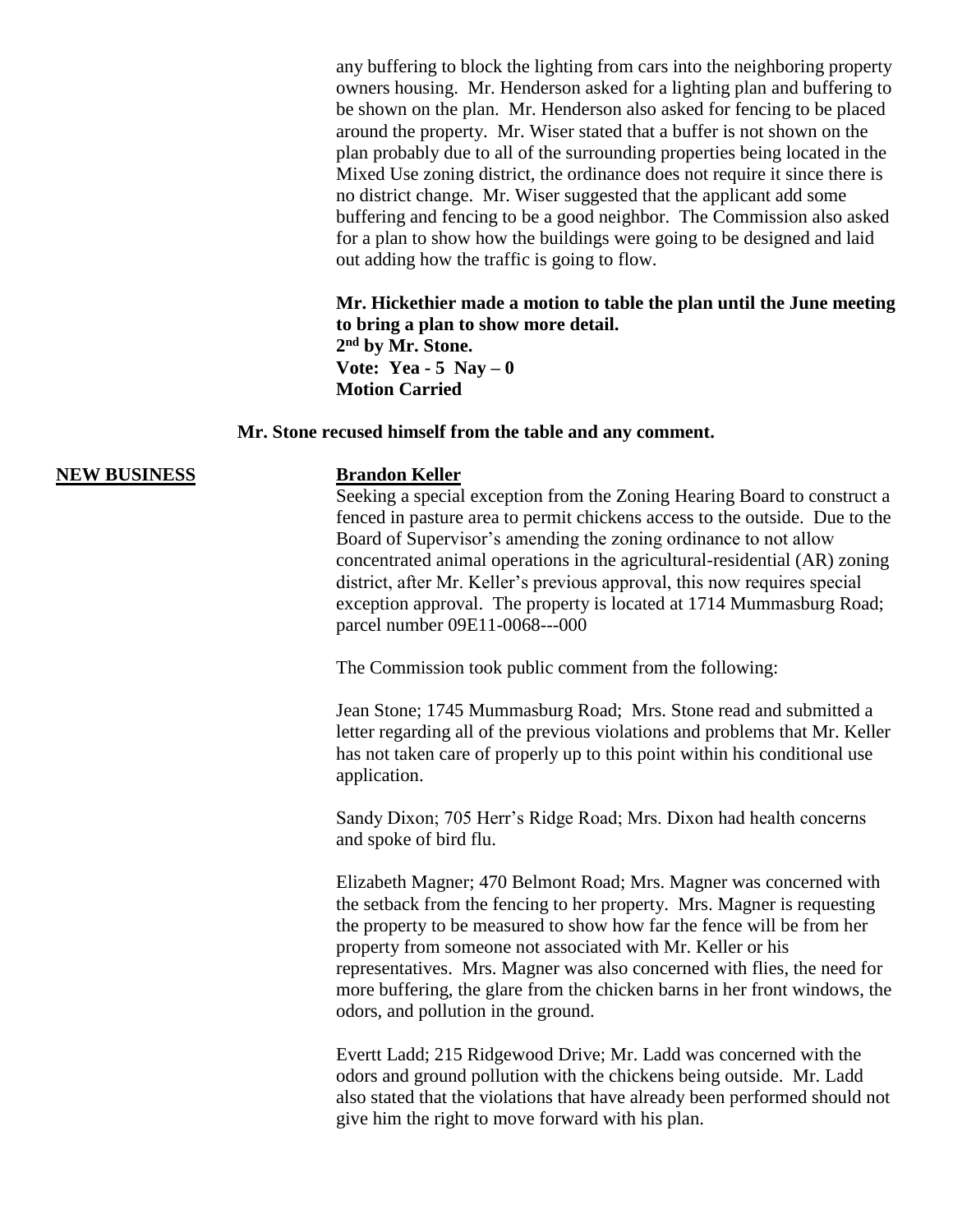any buffering to block the lighting from cars into the neighboring property owners housing. Mr. Henderson asked for a lighting plan and buffering to be shown on the plan. Mr. Henderson also asked for fencing to be placed around the property. Mr. Wiser stated that a buffer is not shown on the plan probably due to all of the surrounding properties being located in the Mixed Use zoning district, the ordinance does not require it since there is no district change. Mr. Wiser suggested that the applicant add some buffering and fencing to be a good neighbor. The Commission also asked for a plan to show how the buildings were going to be designed and laid out adding how the traffic is going to flow.

**Mr. Hickethier made a motion to table the plan until the June meeting to bring a plan to show more detail.**
**2nd by Mr. Stone.**
**Vote: Yea - 5 Nay – 0**
**Motion Carried**

**Mr. Stone recused himself from the table and any comment.**

**NEW BUSINESS**

**Brandon Keller**

Seeking a special exception from the Zoning Hearing Board to construct a fenced in pasture area to permit chickens access to the outside. Due to the Board of Supervisor's amending the zoning ordinance to not allow concentrated animal operations in the agricultural-residential (AR) zoning district, after Mr. Keller's previous approval, this now requires special exception approval. The property is located at 1714 Mummasburg Road; parcel number 09E11-0068---000

The Commission took public comment from the following:

Jean Stone; 1745 Mummasburg Road; Mrs. Stone read and submitted a letter regarding all of the previous violations and problems that Mr. Keller has not taken care of properly up to this point within his conditional use application.

Sandy Dixon; 705 Herr's Ridge Road; Mrs. Dixon had health concerns and spoke of bird flu.

Elizabeth Magner; 470 Belmont Road; Mrs. Magner was concerned with the setback from the fencing to her property. Mrs. Magner is requesting the property to be measured to show how far the fence will be from her property from someone not associated with Mr. Keller or his representatives. Mrs. Magner was also concerned with flies, the need for more buffering, the glare from the chicken barns in her front windows, the odors, and pollution in the ground.

Evertt Ladd; 215 Ridgewood Drive; Mr. Ladd was concerned with the odors and ground pollution with the chickens being outside. Mr. Ladd also stated that the violations that have already been performed should not give him the right to move forward with his plan.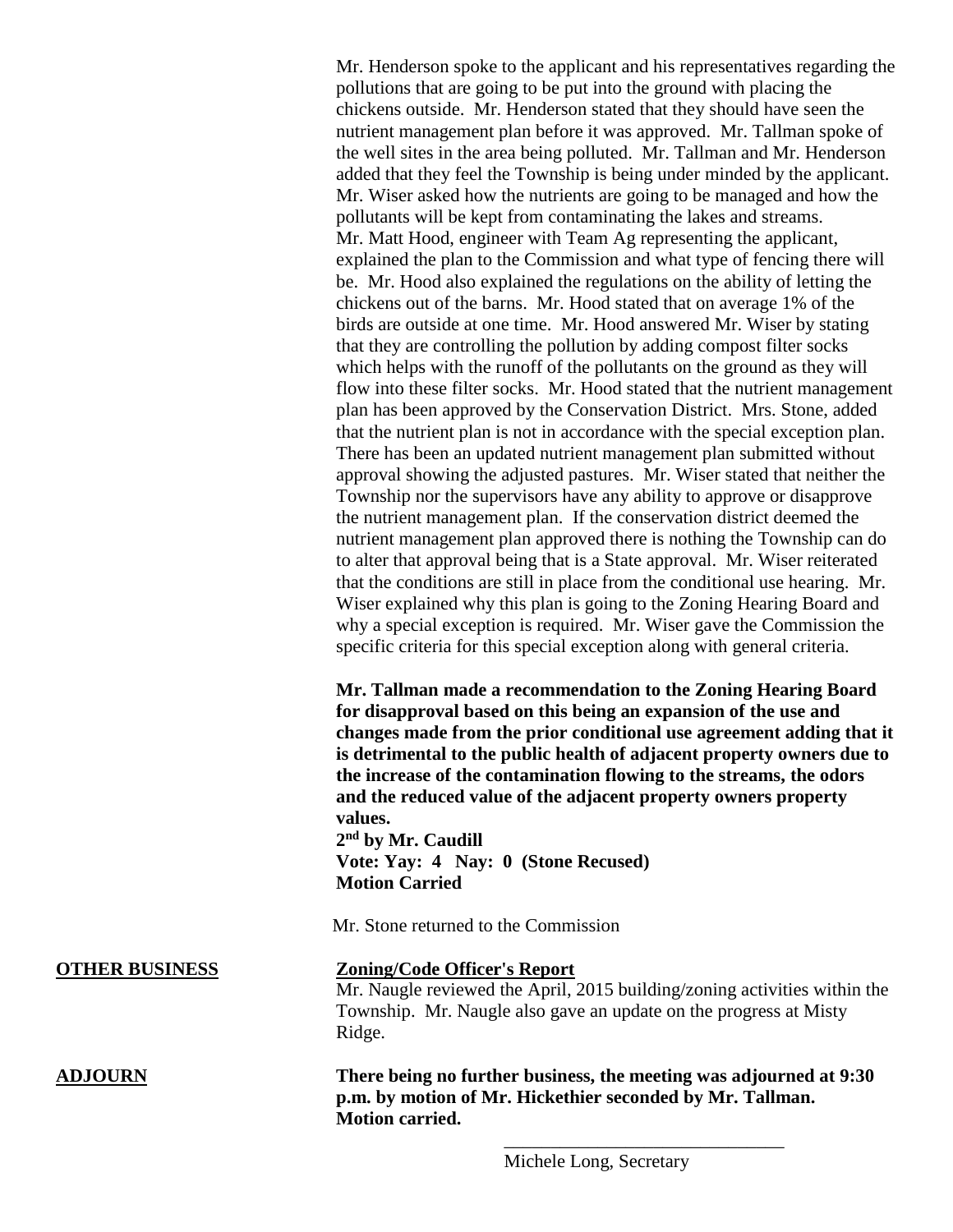Mr. Henderson spoke to the applicant and his representatives regarding the pollutions that are going to be put into the ground with placing the chickens outside. Mr. Henderson stated that they should have seen the nutrient management plan before it was approved. Mr. Tallman spoke of the well sites in the area being polluted. Mr. Tallman and Mr. Henderson added that they feel the Township is being under minded by the applicant. Mr. Wiser asked how the nutrients are going to be managed and how the pollutants will be kept from contaminating the lakes and streams. Mr. Matt Hood, engineer with Team Ag representing the applicant, explained the plan to the Commission and what type of fencing there will be. Mr. Hood also explained the regulations on the ability of letting the chickens out of the barns. Mr. Hood stated that on average 1% of the birds are outside at one time. Mr. Hood answered Mr. Wiser by stating that they are controlling the pollution by adding compost filter socks which helps with the runoff of the pollutants on the ground as they will flow into these filter socks. Mr. Hood stated that the nutrient management plan has been approved by the Conservation District. Mrs. Stone, added that the nutrient plan is not in accordance with the special exception plan. There has been an updated nutrient management plan submitted without approval showing the adjusted pastures. Mr. Wiser stated that neither the Township nor the supervisors have any ability to approve or disapprove the nutrient management plan. If the conservation district deemed the nutrient management plan approved there is nothing the Township can do to alter that approval being that is a State approval. Mr. Wiser reiterated that the conditions are still in place from the conditional use hearing. Mr. Wiser explained why this plan is going to the Zoning Hearing Board and why a special exception is required. Mr. Wiser gave the Commission the specific criteria for this special exception along with general criteria.

**Mr. Tallman made a recommendation to the Zoning Hearing Board for disapproval based on this being an expansion of the use and changes made from the prior conditional use agreement adding that it is detrimental to the public health of adjacent property owners due to the increase of the contamination flowing to the streams, the odors and the reduced value of the adjacent property owners property values.**
**2nd by Mr. Caudill**
**Vote: Yay: 4 Nay: 0 (Stone Recused)**
**Motion Carried**

Mr. Stone returned to the Commission

**OTHER BUSINESS**

**Zoning/Code Officer's Report**

Mr. Naugle reviewed the April, 2015 building/zoning activities within the Township. Mr. Naugle also gave an update on the progress at Misty Ridge.

**ADJOURN**

**There being no further business, the meeting was adjourned at 9:30 p.m. by motion of Mr. Hickethier seconded by Mr. Tallman. Motion carried.**

\_\_\_\_\_\_\_\_\_\_\_\_\_\_\_\_\_\_\_\_\_\_\_\_\_\_\_\_\_\_

Michele Long, Secretary